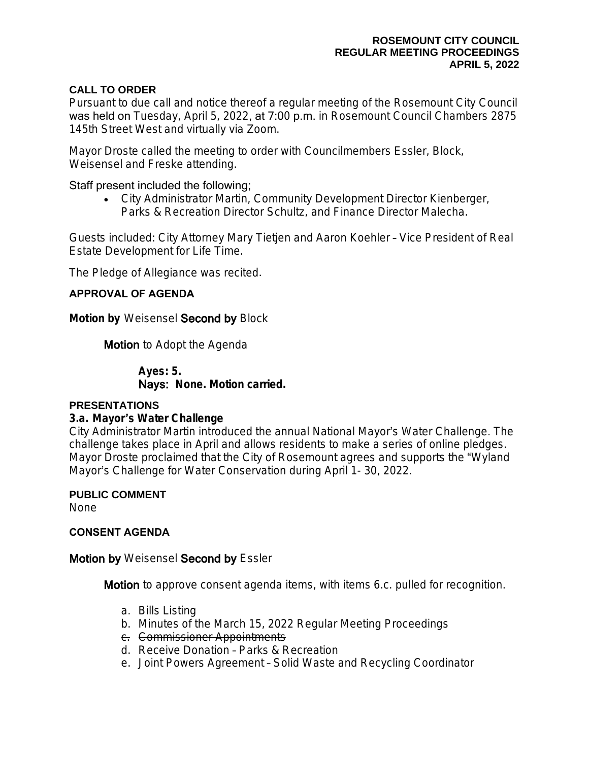**ROSEMOUNT CITY COUNCIL**
**REGULAR MEETING PROCEEDINGS**
**APRIL 5, 2022**

## CALL TO ORDER

Pursuant to due call and notice thereof a regular meeting of the Rosemount City Council was held on Tuesday, April 5, 2022, at 7:00 p.m. in Rosemount Council Chambers 2875 145th Street West and virtually via Zoom.

Mayor Droste called the meeting to order with Councilmembers Essler, Block, Weisensel and Freske attending.

Staff present included the following;

- City Administrator Martin, Community Development Director Kienberger, Parks & Recreation Director Schultz, and Finance Director Malecha.

Guests included: City Attorney Mary Tietjen and Aaron Koehler – Vice President of Real Estate Development for Life Time.

The Pledge of Allegiance was recited.

## APPROVAL OF AGENDA

**Motion by** Weisensel **Second by** Block

**Motion** to Adopt the Agenda

**Ayes: 5.**
**Nays: None. Motion carried.**

## PRESENTATIONS

### 3.a. Mayor's Water Challenge

City Administrator Martin introduced the annual National Mayor's Water Challenge. The challenge takes place in April and allows residents to make a series of online pledges. Mayor Droste proclaimed that the City of Rosemount agrees and supports the "Wyland Mayor's Challenge for Water Conservation during April 1- 30, 2022.

## PUBLIC COMMENT

None

## CONSENT AGENDA

**Motion by** Weisensel **Second by** Essler

**Motion** to approve consent agenda items, with items 6.c. pulled for recognition.

a. Bills Listing
b. Minutes of the March 15, 2022 Regular Meeting Proceedings
c. ~~Commissioner Appointments~~
d. Receive Donation – Parks & Recreation
e. Joint Powers Agreement – Solid Waste and Recycling Coordinator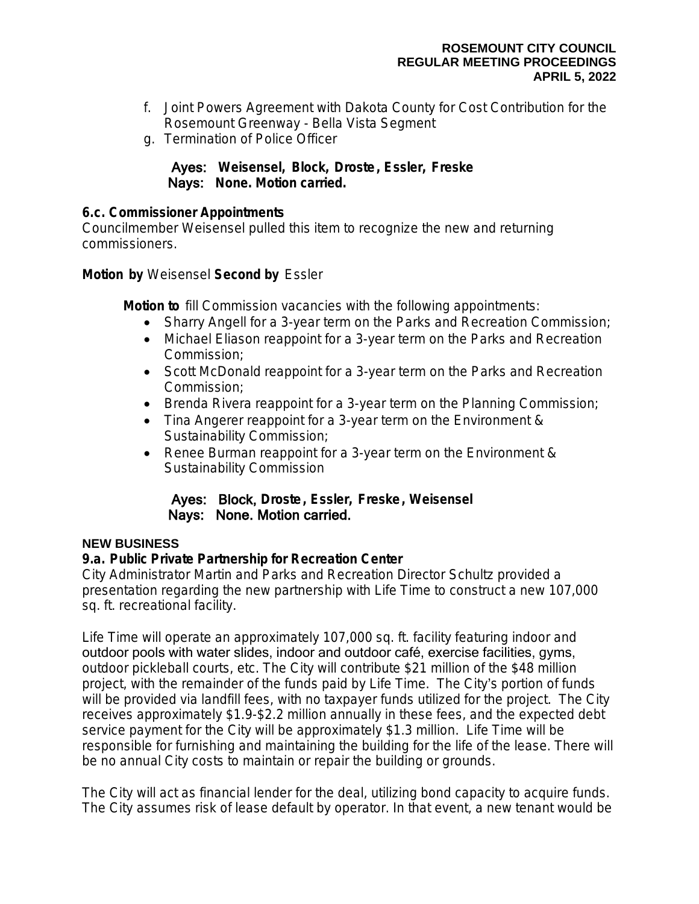f. Joint Powers Agreement with Dakota County for Cost Contribution for the Rosemount Greenway - Bella Vista Segment
g. Termination of Police Officer

**Ayes: Weisensel, Block, Droste, Essler, Freske**
**Nays: None. Motion carried.**

**6.c. Commissioner Appointments**
Councilmember Weisensel pulled this item to recognize the new and returning commissioners.

**Motion by** Weisensel **Second by** Essler

**Motion to** fill Commission vacancies with the following appointments:

- Sharry Angell for a 3-year term on the Parks and Recreation Commission;
- Michael Eliason reappoint for a 3-year term on the Parks and Recreation Commission;
- Scott McDonald reappoint for a 3-year term on the Parks and Recreation Commission;
- Brenda Rivera reappoint for a 3-year term on the Planning Commission;
- Tina Angerer reappoint for a 3-year term on the Environment & Sustainability Commission;
- Renee Burman reappoint for a 3-year term on the Environment & Sustainability Commission

**Ayes: Block, Droste, Essler, Freske, Weisensel**
**Nays: None. Motion carried.**

**NEW BUSINESS**

**9.a. Public Private Partnership for Recreation Center**
City Administrator Martin and Parks and Recreation Director Schultz provided a presentation regarding the new partnership with Life Time to construct a new 107,000 sq. ft. recreational facility.

Life Time will operate an approximately 107,000 sq. ft. facility featuring indoor and outdoor pools with water slides, indoor and outdoor café, exercise facilities, gyms, outdoor pickleball courts, etc. The City will contribute $21 million of the $48 million project, with the remainder of the funds paid by Life Time. The City's portion of funds will be provided via landfill fees, with no taxpayer funds utilized for the project. The City receives approximately $1.9-$2.2 million annually in these fees, and the expected debt service payment for the City will be approximately $1.3 million. Life Time will be responsible for furnishing and maintaining the building for the life of the lease. There will be no annual City costs to maintain or repair the building or grounds.

The City will act as financial lender for the deal, utilizing bond capacity to acquire funds. The City assumes risk of lease default by operator. In that event, a new tenant would be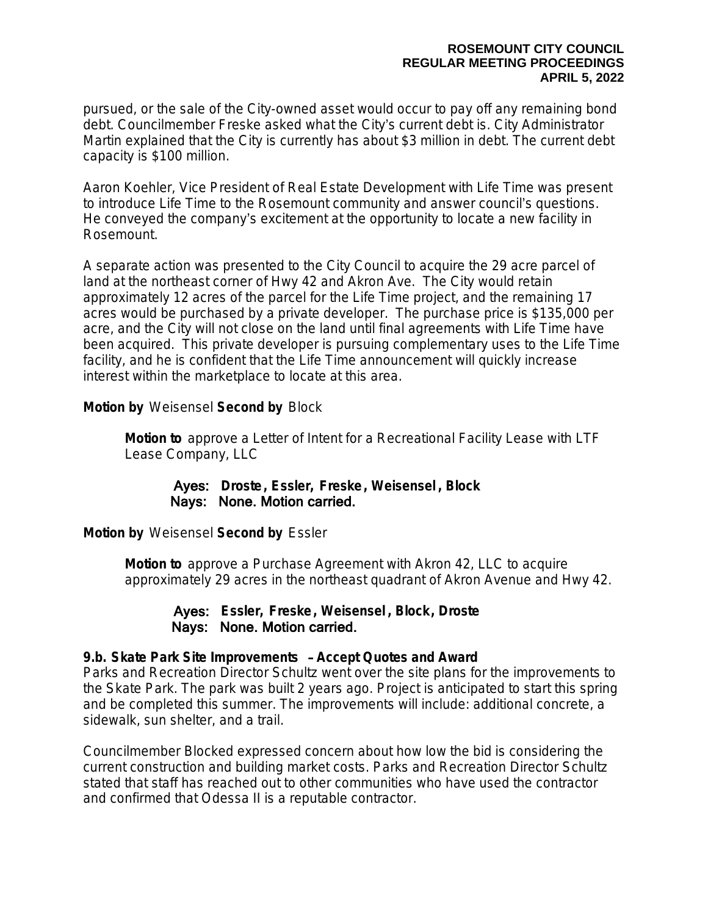pursued, or the sale of the City-owned asset would occur to pay off any remaining bond debt. Councilmember Freske asked what the City's current debt is. City Administrator Martin explained that the City is currently has about $3 million in debt. The current debt capacity is $100 million.

Aaron Koehler, Vice President of Real Estate Development with Life Time was present to introduce Life Time to the Rosemount community and answer council's questions. He conveyed the company's excitement at the opportunity to locate a new facility in Rosemount.

A separate action was presented to the City Council to acquire the 29 acre parcel of land at the northeast corner of Hwy 42 and Akron Ave. The City would retain approximately 12 acres of the parcel for the Life Time project, and the remaining 17 acres would be purchased by a private developer. The purchase price is $135,000 per acre, and the City will not close on the land until final agreements with Life Time have been acquired. This private developer is pursuing complementary uses to the Life Time facility, and he is confident that the Life Time announcement will quickly increase interest within the marketplace to locate at this area.

**Motion by** Weisensel **Second by** Block

> **Motion to** approve a Letter of Intent for a Recreational Facility Lease with LTF Lease Company, LLC
>
> **Ayes: Droste, Essler, Freske, Weisensel, Block**
> **Nays: None. Motion carried.**

**Motion by** Weisensel **Second by** Essler

> **Motion to** approve a Purchase Agreement with Akron 42, LLC to acquire approximately 29 acres in the northeast quadrant of Akron Avenue and Hwy 42.
>
> **Ayes: Essler, Freske, Weisensel, Block, Droste**
> **Nays: None. Motion carried.**

**9.b. Skate Park Site Improvements – Accept Quotes and Award**

Parks and Recreation Director Schultz went over the site plans for the improvements to the Skate Park. The park was built 2 years ago. Project is anticipated to start this spring and be completed this summer. The improvements will include: additional concrete, a sidewalk, sun shelter, and a trail.

Councilmember Blocked expressed concern about how low the bid is considering the current construction and building market costs. Parks and Recreation Director Schultz stated that staff has reached out to other communities who have used the contractor and confirmed that Odessa II is a reputable contractor.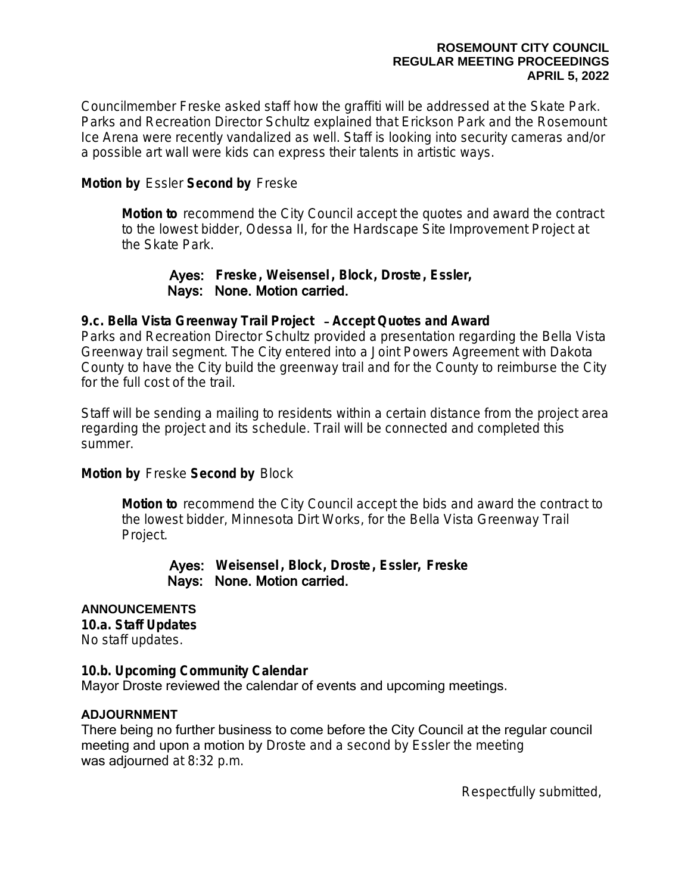Councilmember Freske asked staff how the graffiti will be addressed at the Skate Park. Parks and Recreation Director Schultz explained that Erickson Park and the Rosemount Ice Arena were recently vandalized as well. Staff is looking into security cameras and/or a possible art wall were kids can express their talents in artistic ways.

**Motion by** Essler **Second by** Freske

> **Motion to** recommend the City Council accept the quotes and award the contract to the lowest bidder, Odessa II, for the Hardscape Site Improvement Project at the Skate Park.
>
> Ayes: **Freske, Weisensel, Block, Droste, Essler,**
> Nays: **None. Motion carried.**

**9.c. Bella Vista Greenway Trail Project – Accept Quotes and Award**
Parks and Recreation Director Schultz provided a presentation regarding the Bella Vista Greenway trail segment. The City entered into a Joint Powers Agreement with Dakota County to have the City build the greenway trail and for the County to reimburse the City for the full cost of the trail.

Staff will be sending a mailing to residents within a certain distance from the project area regarding the project and its schedule. Trail will be connected and completed this summer.

**Motion by** Freske **Second by** Block

> **Motion to** recommend the City Council accept the bids and award the contract to the lowest bidder, Minnesota Dirt Works, for the Bella Vista Greenway Trail Project.
>
> Ayes: **Weisensel, Block, Droste, Essler, Freske**
> Nays: **None. Motion carried.**

**ANNOUNCEMENTS**

**10.a. Staff Updates**
No staff updates.

**10.b. Upcoming Community Calendar**
Mayor Droste reviewed the calendar of events and upcoming meetings.

**ADJOURNMENT**
There being no further business to come before the City Council at the regular council meeting and upon a motion by Droste and a second by Essler the meeting was adjourned at 8:32 p.m.

Respectfully submitted,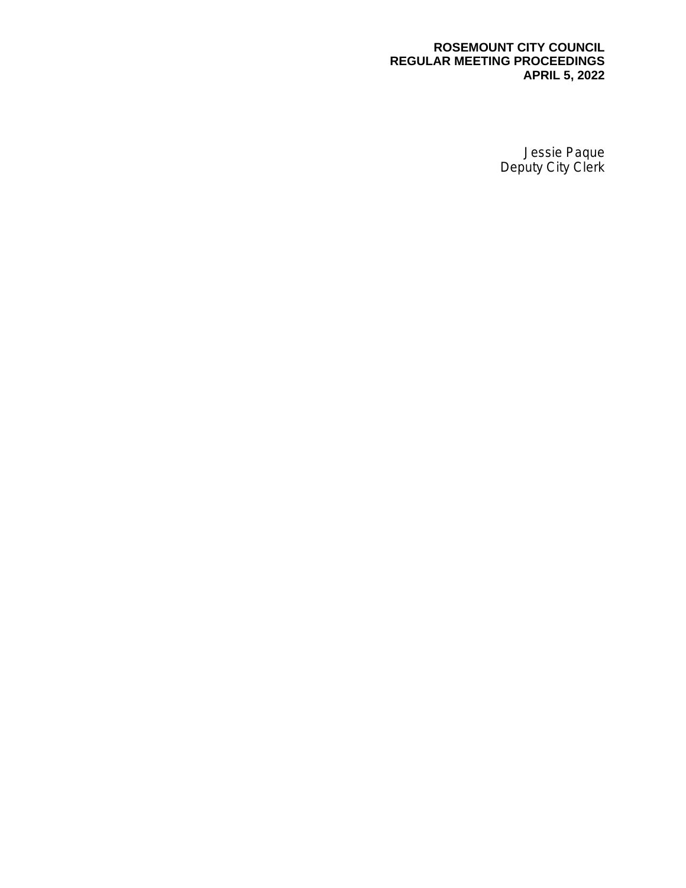Jessie Paque
Deputy City Clerk